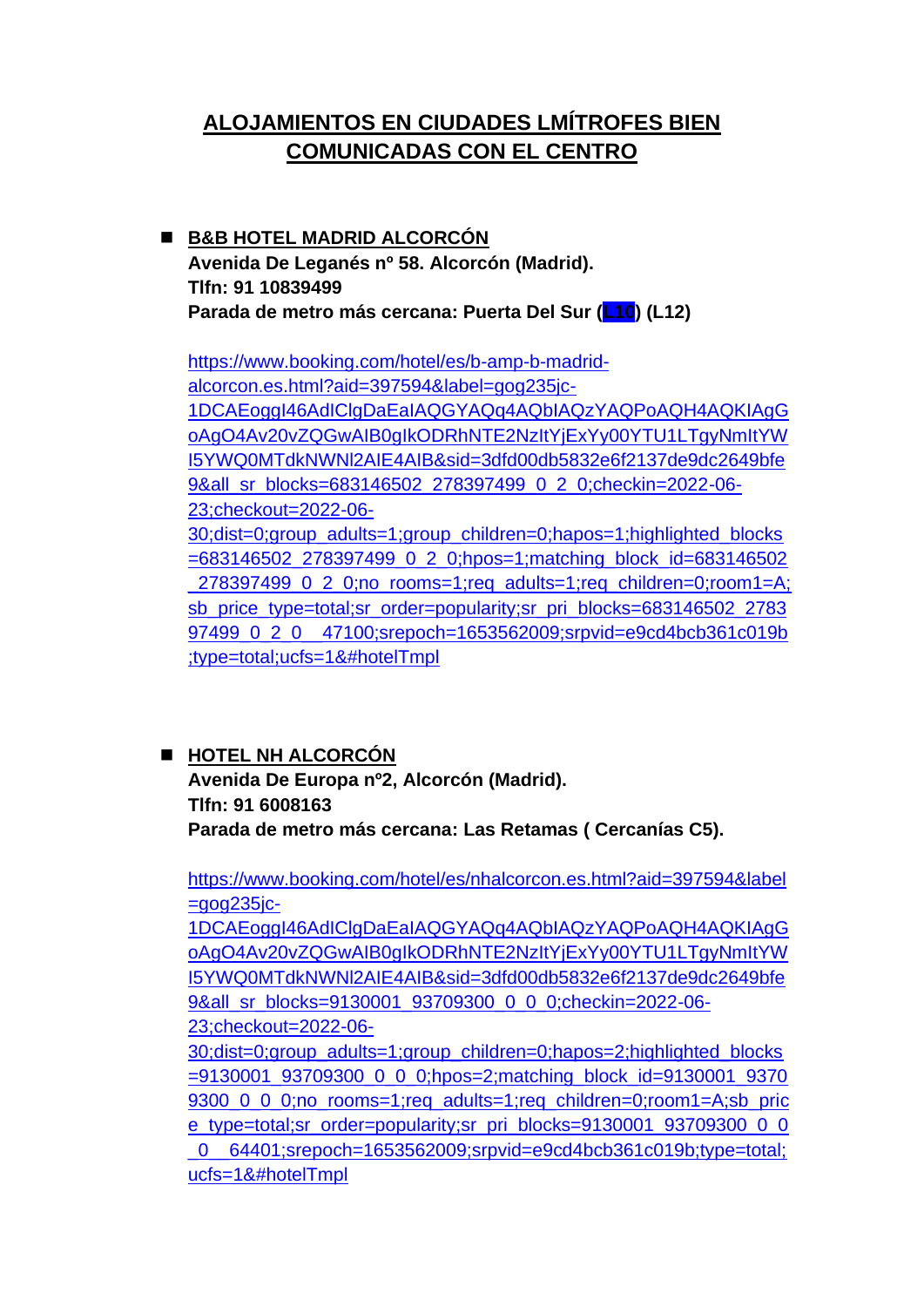## ALOJAMIENTOS EN CIUDADES LMÍTROFES BIEN COMUNICADAS CON EL CENTRO

- **B&B HOTEL MADRID ALCORCÓN**
  **Avenida De Leganés nº 58. Alcorcón (Madrid).**
  **Tlfn: 91 10839499**
  **Parada de metro más cercana: Puerta Del Sur (L10) (L12)**

  https://www.booking.com/hotel/es/b-amp-b-madrid-alcorcon.es.html?aid=397594&label=gog235jc-1DCAEoggI46AdIClgDaEaIAQGYAQq4AQbIAQzYAQPoAQH4AQKIAgGoAgO4Av20vZQGwAIB0gIkODRhNTE2NzItYjExYy00YTU1LTgyNmItYWI5YWQ0MTdkNWNl2AIE4AIB&sid=3dfd00db5832e6f2137de9dc2649bfe9&all_sr_blocks=683146502_278397499_0_2_0;checkin=2022-06-23;checkout=2022-06-30;dist=0;group_adults=1;group_children=0;hapos=1;highlighted_blocks=683146502_278397499_0_2_0;hpos=1;matching_block_id=683146502_278397499_0_2_0;no_rooms=1;req_adults=1;req_children=0;room1=A;sb_price_type=total;sr_order=popularity;sr_pri_blocks=683146502_278397499_0_2_0__47100;srepoch=1653562009;srpvid=e9cd4bcb361c019b;type=total;ucfs=1&#hotelTmpl

- **HOTEL NH ALCORCÓN**
  **Avenida De Europa nº2, Alcorcón (Madrid).**
  **Tlfn: 91 6008163**
  **Parada de metro más cercana: Las Retamas ( Cercanías C5).**

  https://www.booking.com/hotel/es/nhalcorcon.es.html?aid=397594&label=gog235jc-1DCAEoggI46AdIClgDaEaIAQGYAQq4AQbIAQzYAQPoAQH4AQKIAgGoAgO4Av20vZQGwAIB0gIkODRhNTE2NzItYjExYy00YTU1LTgyNmItYWI5YWQ0MTdkNWNl2AIE4AIB&sid=3dfd00db5832e6f2137de9dc2649bfe9&all_sr_blocks=9130001_93709300_0_0_0;checkin=2022-06-23;checkout=2022-06-30;dist=0;group_adults=1;group_children=0;hapos=2;highlighted_blocks=9130001_93709300_0_0_0;hpos=2;matching_block_id=9130001_93709300_0_0_0;no_rooms=1;req_adults=1;req_children=0;room1=A;sb_price_type=total;sr_order=popularity;sr_pri_blocks=9130001_93709300_0_0_0__64401;srepoch=1653562009;srpvid=e9cd4bcb361c019b;type=total;ucfs=1&#hotelTmpl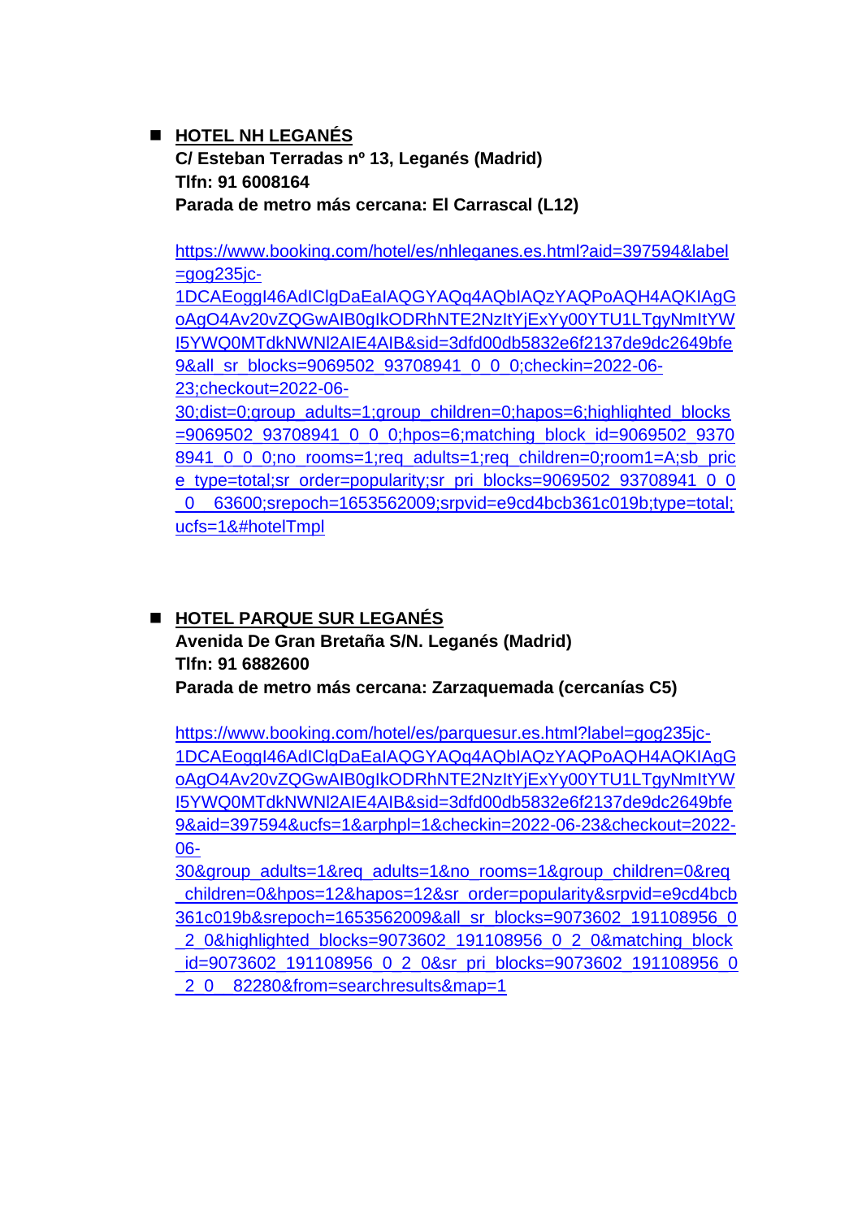- **HOTEL NH LEGANÉS**
  **C/ Esteban Terradas nº 13, Leganés (Madrid)**
  **Tlfn: 91 6008164**
  **Parada de metro más cercana: El Carrascal (L12)**

  https://www.booking.com/hotel/es/nhleganes.es.html?aid=397594&label=gog235jc-1DCAEoggI46AdIClgDaEaIAQGYAQq4AQbIAQzYAQPoAQH4AQKIAgGoAgO4Av20vZQGwAIB0gIkODRhNTE2NzItYjExYy00YTU1LTgyNmItYWI5YWQ0MTdkNWNl2AIE4AIB&sid=3dfd00db5832e6f2137de9dc2649bfe9&all_sr_blocks=9069502_93708941_0_0_0;checkin=2022-06-23;checkout=2022-06-30;dist=0;group_adults=1;group_children=0;hapos=6;highlighted_blocks=9069502_93708941_0_0_0;hpos=6;matching_block_id=9069502_93708941_0_0_0;no_rooms=1;req_adults=1;req_children=0;room1=A;sb_price_type=total;sr_order=popularity;sr_pri_blocks=9069502_93708941_0_0_0__63600;srepoch=1653562009;srpvid=e9cd4bcb361c019b;type=total;ucfs=1&#hotelTmpl

- **HOTEL PARQUE SUR LEGANÉS**
  **Avenida De Gran Bretaña S/N. Leganés (Madrid)**
  **Tlfn: 91 6882600**
  **Parada de metro más cercana: Zarzaquemada (cercanías C5)**

  https://www.booking.com/hotel/es/parquesur.es.html?label=gog235jc-1DCAEoggI46AdIClgDaEaIAQGYAQq4AQbIAQzYAQPoAQH4AQKIAgGoAgO4Av20vZQGwAIB0gIkODRhNTE2NzItYjExYy00YTU1LTgyNmItYWI5YWQ0MTdkNWNl2AIE4AIB&sid=3dfd00db5832e6f2137de9dc2649bfe9&aid=397594&ucfs=1&arphpl=1&checkin=2022-06-23&checkout=2022-06-30&group_adults=1&req_adults=1&no_rooms=1&group_children=0&req_children=0&hpos=12&hapos=12&sr_order=popularity&srpvid=e9cd4bcb361c019b&srepoch=1653562009&all_sr_blocks=9073602_191108956_0_2_0&highlighted_blocks=9073602_191108956_0_2_0&matching_block_id=9073602_191108956_0_2_0&sr_pri_blocks=9073602_191108956_0_2_0__82280&from=searchresults&map=1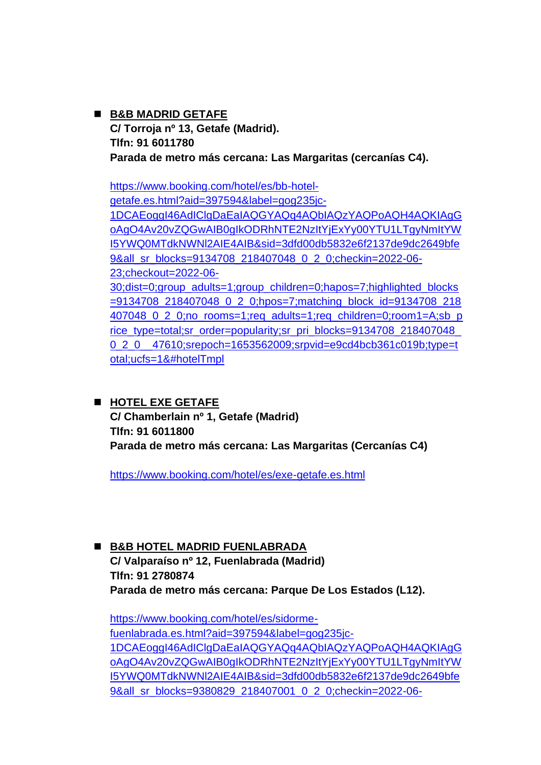- **B&B MADRID GETAFE**
  **C/ Torroja nº 13, Getafe (Madrid).**
  **Tlfn: 91 6011780**
  **Parada de metro más cercana: Las Margaritas (cercanías C4).**

  https://www.booking.com/hotel/es/bb-hotel-getafe.es.html?aid=397594&label=gog235jc-1DCAEoggI46AdIClgDaEaIAQGYAQq4AQbIAQzYAQPoAQH4AQKIAgGoAgO4Av20vZQGwAIB0gIkODRhNTE2NzItYjExYy00YTU1LTgyNmItYWI5YWQ0MTdkNWNl2AIE4AIB&sid=3dfd00db5832e6f2137de9dc2649bfe9&all_sr_blocks=9134708_218407048_0_2_0;checkin=2022-06-23;checkout=2022-06-30;dist=0;group_adults=1;group_children=0;hapos=7;highlighted_blocks=9134708_218407048_0_2_0;hpos=7;matching_block_id=9134708_218407048_0_2_0;no_rooms=1;req_adults=1;req_children=0;room1=A;sb_price_type=total;sr_order=popularity;sr_pri_blocks=9134708_218407048_0_2_0__47610;srepoch=1653562009;srpvid=e9cd4bcb361c019b;type=total;ucfs=1&#hotelTmpl

- **HOTEL EXE GETAFE**
  **C/ Chamberlain nº 1, Getafe (Madrid)**
  **Tlfn: 91 6011800**
  **Parada de metro más cercana: Las Margaritas (Cercanías C4)**

  https://www.booking.com/hotel/es/exe-getafe.es.html

- **B&B HOTEL MADRID FUENLABRADA**
  **C/ Valparaíso nº 12, Fuenlabrada (Madrid)**
  **Tlfn: 91 2780874**
  **Parada de metro más cercana: Parque De Los Estados (L12).**

  https://www.booking.com/hotel/es/sidorme-fuenlabrada.es.html?aid=397594&label=gog235jc-1DCAEoggI46AdIClgDaEaIAQGYAQq4AQbIAQzYAQPoAQH4AQKIAgGoAgO4Av20vZQGwAIB0gIkODRhNTE2NzItYjExYy00YTU1LTgyNmItYWI5YWQ0MTdkNWNl2AIE4AIB&sid=3dfd00db5832e6f2137de9dc2649bfe9&all_sr_blocks=9380829_218407001_0_2_0;checkin=2022-06-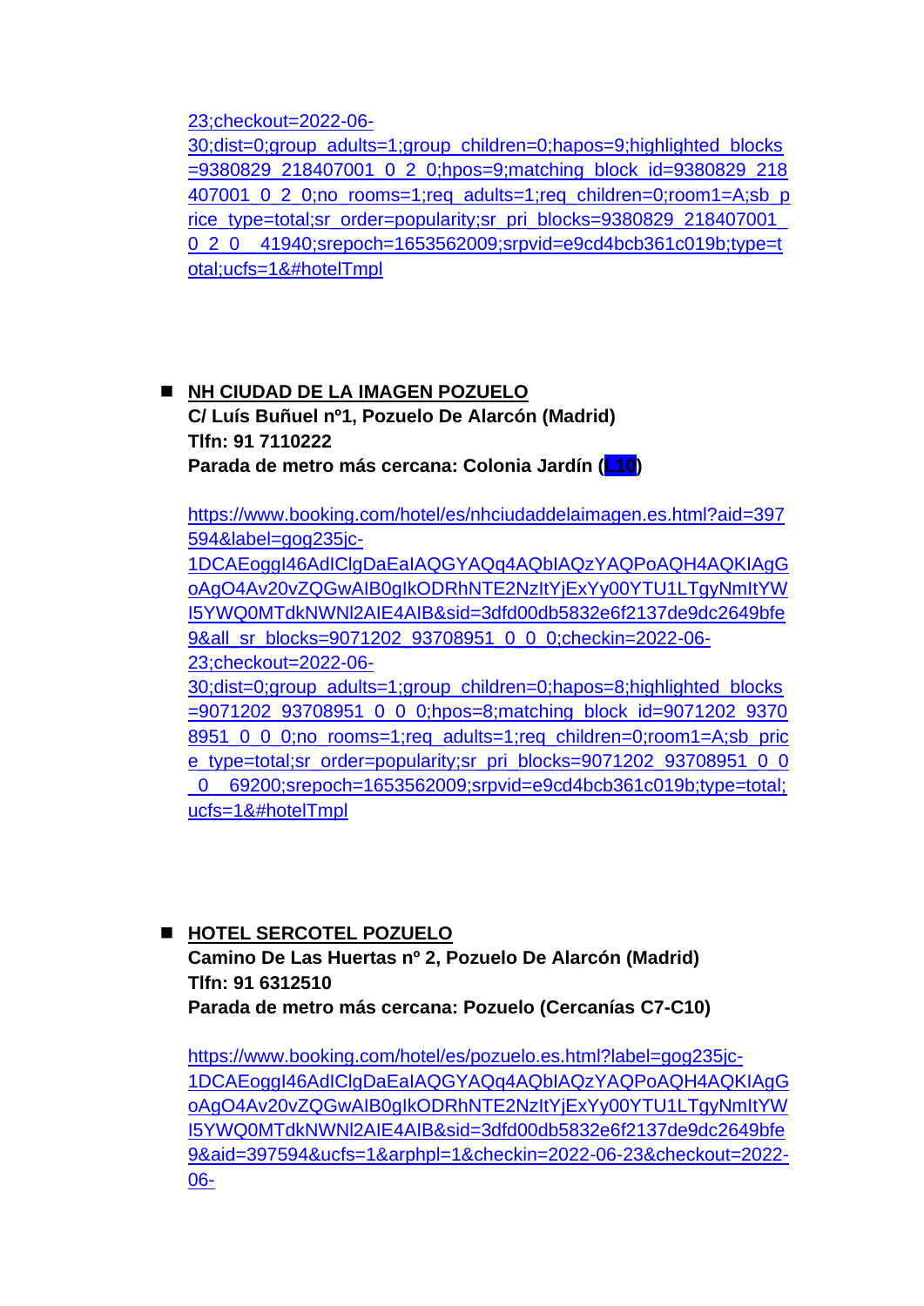23;checkout=2022-06-30;dist=0;group_adults=1;group_children=0;hapos=9;highlighted_blocks=9380829_218407001_0_2_0;hpos=9;matching_block_id=9380829_218407001_0_2_0;no_rooms=1;req_adults=1;req_children=0;room1=A;sb_price_type=total;sr_order=popularity;sr_pri_blocks=9380829_218407001_0_2_0__41940;srepoch=1653562009;srpvid=e9cd4bcb361c019b;type=total;ucfs=1&#hotelTmpl

- **NH CIUDAD DE LA IMAGEN POZUELO**
  **C/ Luís Buñuel nº1, Pozuelo De Alarcón (Madrid)**
  **Tlfn: 91 7110222**
  **Parada de metro más cercana: Colonia Jardín (L10)**

  https://www.booking.com/hotel/es/nhciudaddelaimagen.es.html?aid=397594&label=gog235jc-1DCAEoggI46AdIClgDaEaIAQGYAQq4AQbIAQzYAQPoAQH4AQKIAgGoAgO4Av20vZQGwAIB0gIkODRhNTE2NzItYjExYy00YTU1LTgyNmItYWI5YWQ0MTdkNWNl2AIE4AIB&sid=3dfd00db5832e6f2137de9dc2649bfe9&all_sr_blocks=9071202_93708951_0_0_0;checkin=2022-06-23;checkout=2022-06-30;dist=0;group_adults=1;group_children=0;hapos=8;highlighted_blocks=9071202_93708951_0_0_0;hpos=8;matching_block_id=9071202_93708951_0_0_0;no_rooms=1;req_adults=1;req_children=0;room1=A;sb_price_type=total;sr_order=popularity;sr_pri_blocks=9071202_93708951_0_0_0__69200;srepoch=1653562009;srpvid=e9cd4bcb361c019b;type=total;ucfs=1&#hotelTmpl

- **HOTEL SERCOTEL POZUELO**
  **Camino De Las Huertas nº 2, Pozuelo De Alarcón (Madrid)**
  **Tlfn: 91 6312510**
  **Parada de metro más cercana: Pozuelo (Cercanías C7-C10)**

  https://www.booking.com/hotel/es/pozuelo.es.html?label=gog235jc-1DCAEoggI46AdIClgDaEaIAQGYAQq4AQbIAQzYAQPoAQH4AQKIAgGoAgO4Av20vZQGwAIB0gIkODRhNTE2NzItYjExYy00YTU1LTgyNmItYWI5YWQ0MTdkNWNl2AIE4AIB&sid=3dfd00db5832e6f2137de9dc2649bfe9&aid=397594&ucfs=1&arphpl=1&checkin=2022-06-23&checkout=2022-06-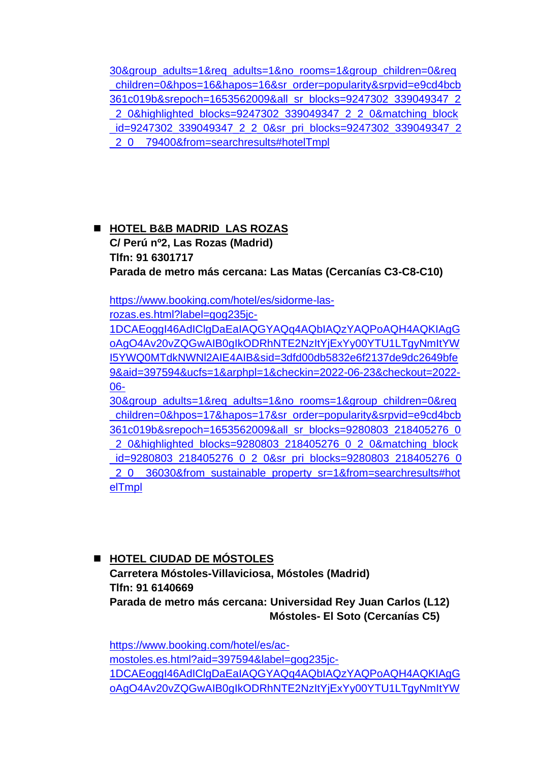30&group_adults=1&req_adults=1&no_rooms=1&group_children=0&req_children=0&hpos=16&hapos=16&sr_order=popularity&srpvid=e9cd4bcb361c019b&srepoch=1653562009&all_sr_blocks=9247302_339049347_2_2_0&highlighted_blocks=9247302_339049347_2_2_0&matching_block_id=9247302_339049347_2_2_0&sr_pri_blocks=9247302_339049347_2_2_0__79400&from=searchresults#hotelTmpl

- **HOTEL B&B MADRID LAS ROZAS**
  **C/ Perú nº2, Las Rozas (Madrid)**
  **Tlfn: 91 6301717**
  **Parada de metro más cercana: Las Matas (Cercanías C3-C8-C10)**

  https://www.booking.com/hotel/es/sidorme-las-rozas.es.html?label=gog235jc-1DCAEoggI46AdIClgDaEaIAQGYAQq4AQbIAQzYAQPoAQH4AQKIAgGoAgO4Av20vZQGwAIB0gIkODRhNTE2NzItYjExYy00YTU1LTgyNmItYWI5YWQ0MTdkNWNl2AIE4AIB&sid=3dfd00db5832e6f2137de9dc2649bfe9&aid=397594&ucfs=1&arphpl=1&checkin=2022-06-23&checkout=2022-06-30&group_adults=1&req_adults=1&no_rooms=1&group_children=0&req_children=0&hpos=17&hapos=17&sr_order=popularity&srpvid=e9cd4bcb361c019b&srepoch=1653562009&all_sr_blocks=9280803_218405276_0_2_0&highlighted_blocks=9280803_218405276_0_2_0&matching_block_id=9280803_218405276_0_2_0&sr_pri_blocks=9280803_218405276_0_2_0__36030&from_sustainable_property_sr=1&from=searchresults#hotelTmpl

- **HOTEL CIUDAD DE MÓSTOLES**
  **Carretera Móstoles-Villaviciosa, Móstoles (Madrid)**
  **Tlfn: 91 6140669**
  **Parada de metro más cercana: Universidad Rey Juan Carlos (L12)**
  **Móstoles- El Soto (Cercanías C5)**

  https://www.booking.com/hotel/es/ac-mostoles.es.html?aid=397594&label=gog235jc-1DCAEoggI46AdIClgDaEaIAQGYAQq4AQbIAQzYAQPoAQH4AQKIAgGoAgO4Av20vZQGwAIB0gIkODRhNTE2NzItYjExYy00YTU1LTgyNmItYW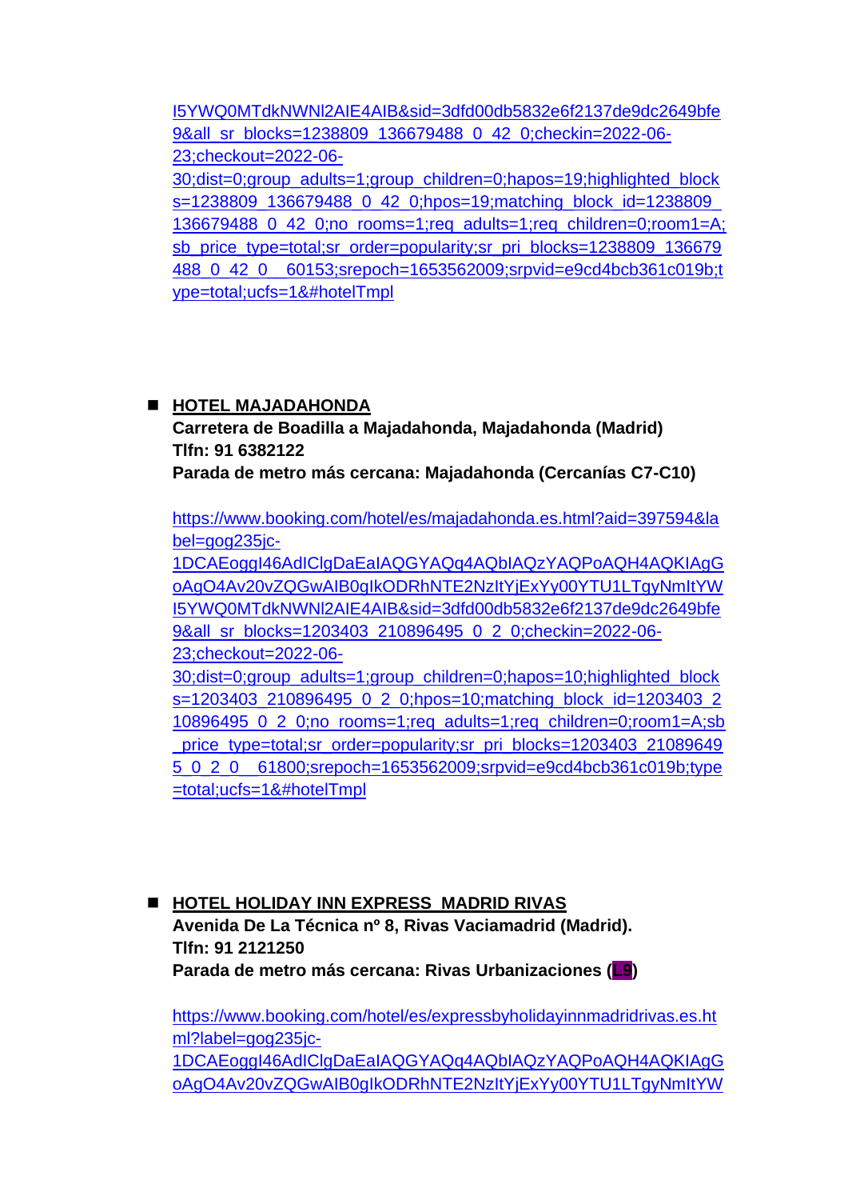l5YWQ0MTdkNWNl2AIE4AIB&sid=3dfd00db5832e6f2137de9dc2649bfe9&all_sr_blocks=1238809_136679488_0_42_0;checkin=2022-06-23;checkout=2022-06-30;dist=0;group_adults=1;group_children=0;hapos=19;highlighted_blocks=1238809_136679488_0_42_0;hpos=19;matching_block_id=1238809_136679488_0_42_0;no_rooms=1;req_adults=1;req_children=0;room1=A;sb_price_type=total;sr_order=popularity;sr_pri_blocks=1238809_136679488_0_42_0__60153;srepoch=1653562009;srpvid=e9cd4bcb361c019b;type=total;ucfs=1&#hotelTmpl

- **HOTEL MAJADAHONDA**
  **Carretera de Boadilla a Majadahonda, Majadahonda (Madrid)**
  **Tlfn: 91 6382122**
  **Parada de metro más cercana: Majadahonda (Cercanías C7-C10)**

  https://www.booking.com/hotel/es/majadahonda.es.html?aid=397594&label=gog235jc-1DCAEoggI46AdIClgDaEaIAQGYAQq4AQbIAQzYAQPoAQH4AQKIAgGoAgO4Av20vZQGwAIB0gIkODRhNTE2NzItYjExYy00YTU1LTgyNmItYWl5YWQ0MTdkNWNl2AIE4AIB&sid=3dfd00db5832e6f2137de9dc2649bfe9&all_sr_blocks=1203403_210896495_0_2_0;checkin=2022-06-23;checkout=2022-06-30;dist=0;group_adults=1;group_children=0;hapos=10;highlighted_blocks=1203403_210896495_0_2_0;hpos=10;matching_block_id=1203403_210896495_0_2_0;no_rooms=1;req_adults=1;req_children=0;room1=A;sb_price_type=total;sr_order=popularity;sr_pri_blocks=1203403_210896495_0_2_0__61800;srepoch=1653562009;srpvid=e9cd4bcb361c019b;type=total;ucfs=1&#hotelTmpl

- **HOTEL HOLIDAY INN EXPRESS MADRID RIVAS**
  **Avenida De La Técnica nº 8, Rivas Vaciamadrid (Madrid).**
  **Tlfn: 91 2121250**
  **Parada de metro más cercana: Rivas Urbanizaciones (L9)**

  https://www.booking.com/hotel/es/expressbyholidayinnmadridrivas.es.html?label=gog235jc-1DCAEoggI46AdIClgDaEaIAQGYAQq4AQbIAQzYAQPoAQH4AQKIAgGoAgO4Av20vZQGwAIB0gIkODRhNTE2NzItYjExYy00YTU1LTgyNmItYW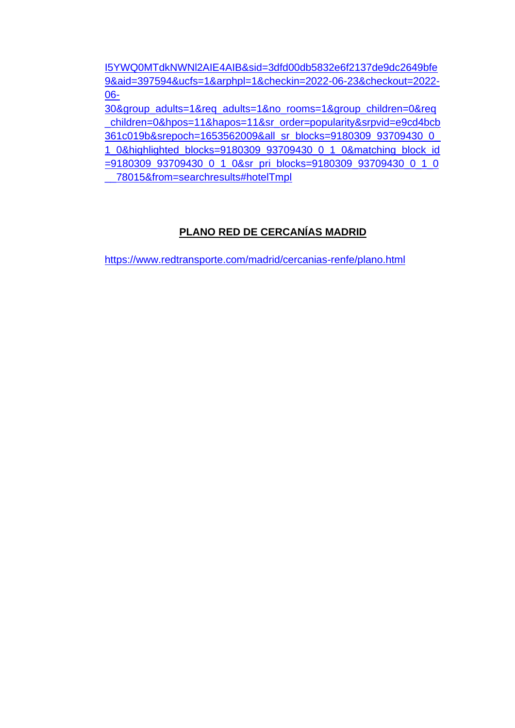I5YWQ0MTdkNWNl2AIE4AIB&sid=3dfd00db5832e6f2137de9dc2649bfe9&aid=397594&ucfs=1&arphpl=1&checkin=2022-06-23&checkout=2022-06-30&group_adults=1&req_adults=1&no_rooms=1&group_children=0&req_children=0&hpos=11&hapos=11&sr_order=popularity&srpvid=e9cd4bcb361c019b&srepoch=1653562009&all_sr_blocks=9180309_93709430_0_1_0&highlighted_blocks=9180309_93709430_0_1_0&matching_block_id=9180309_93709430_0_1_0&sr_pri_blocks=9180309_93709430_0_1_0__78015&from=searchresults#hotelTmpl

**PLANO RED DE CERCANÍAS MADRID**

https://www.redtransporte.com/madrid/cercanias-renfe/plano.html